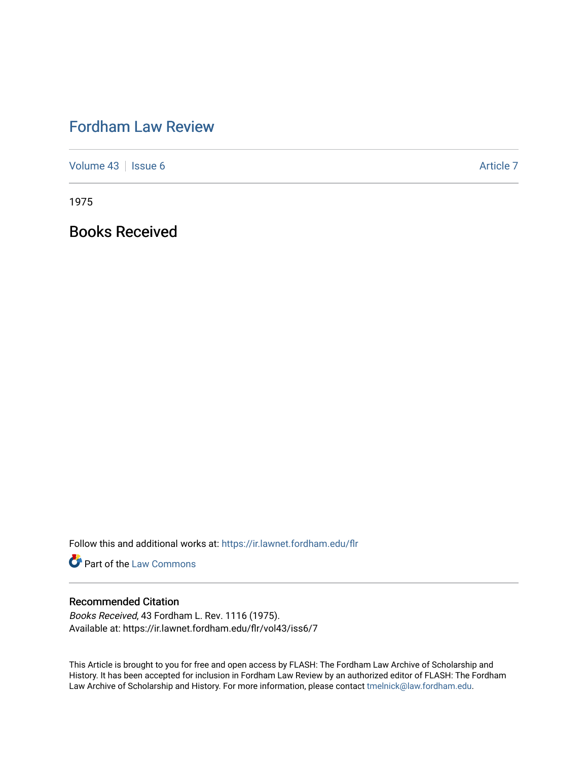# Fordham Law Review

Volume 43 | Issue 6 | Article 7

1975

## Books Received

Follow this and additional works at: https://ir.lawnet.fordham.edu/flr

Part of the Law Commons

### Recommended Citation

*Books Received*, 43 Fordham L. Rev. 1116 (1975).
Available at: https://ir.lawnet.fordham.edu/flr/vol43/iss6/7

This Article is brought to you for free and open access by FLASH: The Fordham Law Archive of Scholarship and History. It has been accepted for inclusion in Fordham Law Review by an authorized editor of FLASH: The Fordham Law Archive of Scholarship and History. For more information, please contact tmelnick@law.fordham.edu.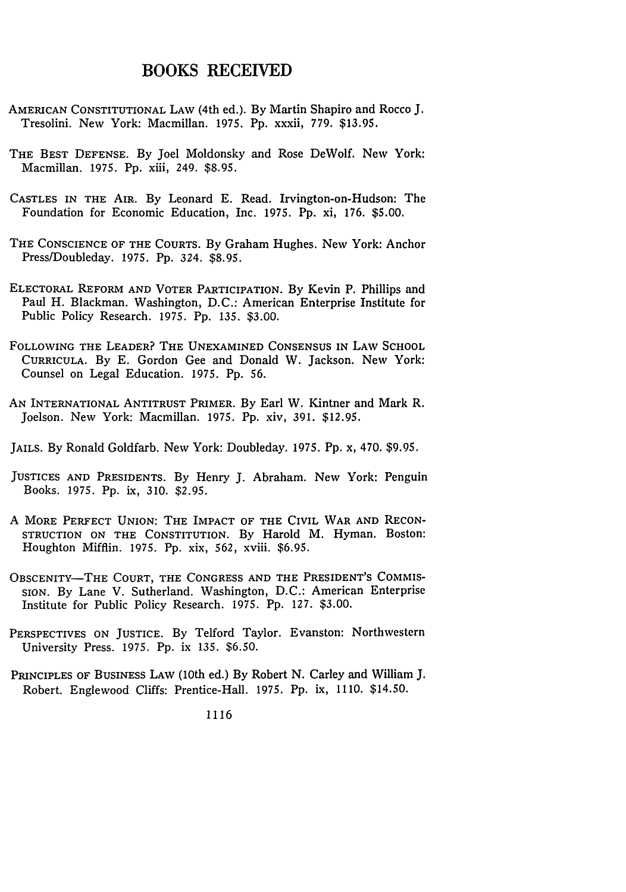# BOOKS RECEIVED

AMERICAN CONSTITUTIONAL LAW (4th ed.). By Martin Shapiro and Rocco J. Tresolini. New York: Macmillan. 1975. Pp. xxxii, 779. $13.95.

THE BEST DEFENSE. By Joel Moldonsky and Rose DeWolf. New York: Macmillan. 1975. Pp. xiii, 249. $8.95.

CASTLES IN THE AIR. By Leonard E. Read. Irvington-on-Hudson: The Foundation for Economic Education, Inc. 1975. Pp. xi, 176. $5.00.

THE CONSCIENCE OF THE COURTS. By Graham Hughes. New York: Anchor Press/Doubleday. 1975. Pp. 324. $8.95.

ELECTORAL REFORM AND VOTER PARTICIPATION. By Kevin P. Phillips and Paul H. Blackman. Washington, D.C.: American Enterprise Institute for Public Policy Research. 1975. Pp. 135. $3.00.

FOLLOWING THE LEADER? THE UNEXAMINED CONSENSUS IN LAW SCHOOL CURRICULA. By E. Gordon Gee and Donald W. Jackson. New York: Counsel on Legal Education. 1975. Pp. 56.

AN INTERNATIONAL ANTITRUST PRIMER. By Earl W. Kintner and Mark R. Joelson. New York: Macmillan. 1975. Pp. xiv, 391. $12.95.

JAILS. By Ronald Goldfarb. New York: Doubleday. 1975. Pp. x, 470. $9.95.

JUSTICES AND PRESIDENTS. By Henry J. Abraham. New York: Penguin Books. 1975. Pp. ix, 310. $2.95.

A MORE PERFECT UNION: THE IMPACT OF THE CIVIL WAR AND RECONSTRUCTION ON THE CONSTITUTION. By Harold M. Hyman. Boston: Houghton Mifflin. 1975. Pp. xix, 562, xviii. $6.95.

OBSCENITY—THE COURT, THE CONGRESS AND THE PRESIDENT'S COMMISSION. By Lane V. Sutherland. Washington, D.C.: American Enterprise Institute for Public Policy Research. 1975. Pp. 127. $3.00.

PERSPECTIVES ON JUSTICE. By Telford Taylor. Evanston: Northwestern University Press. 1975. Pp. ix 135. $6.50.

PRINCIPLES OF BUSINESS LAW (10th ed.) By Robert N. Carley and William J. Robert. Englewood Cliffs: Prentice-Hall. 1975. Pp. ix, 1110. $14.50.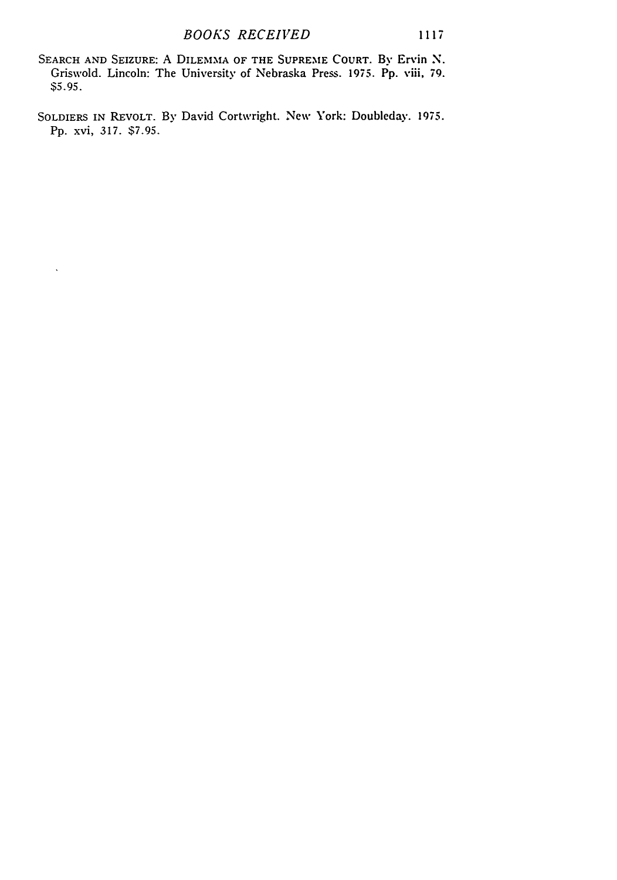SEARCH AND SEIZURE: A DILEMMA OF THE SUPREME COURT. By Ervin N. Griswold. Lincoln: The University of Nebraska Press. 1975. Pp. viii, 79. $5.95.

SOLDIERS IN REVOLT. By David Cortwright. New York: Doubleday. 1975. Pp. xvi, 317. $7.95.